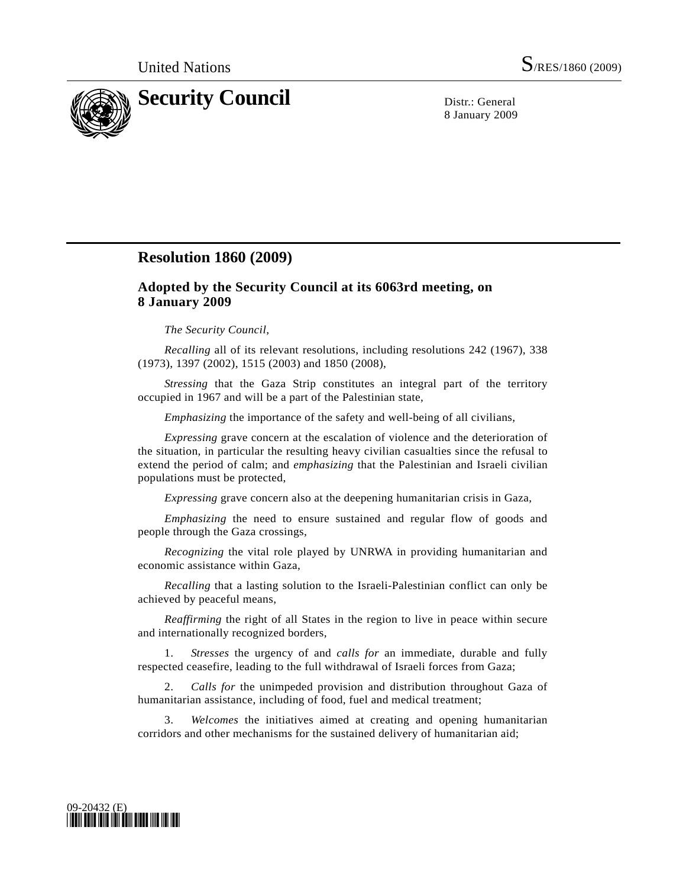United Nations S/RES/1860 (2009)

# Security Council

Distr.: General
8 January 2009

## Resolution 1860 (2009)

### Adopted by the Security Council at its 6063rd meeting, on 8 January 2009

*The Security Council*,

*Recalling* all of its relevant resolutions, including resolutions 242 (1967), 338 (1973), 1397 (2002), 1515 (2003) and 1850 (2008),

*Stressing* that the Gaza Strip constitutes an integral part of the territory occupied in 1967 and will be a part of the Palestinian state,

*Emphasizing* the importance of the safety and well-being of all civilians,

*Expressing* grave concern at the escalation of violence and the deterioration of the situation, in particular the resulting heavy civilian casualties since the refusal to extend the period of calm; and *emphasizing* that the Palestinian and Israeli civilian populations must be protected,

*Expressing* grave concern also at the deepening humanitarian crisis in Gaza,

*Emphasizing* the need to ensure sustained and regular flow of goods and people through the Gaza crossings,

*Recognizing* the vital role played by UNRWA in providing humanitarian and economic assistance within Gaza,

*Recalling* that a lasting solution to the Israeli-Palestinian conflict can only be achieved by peaceful means,

*Reaffirming* the right of all States in the region to live in peace within secure and internationally recognized borders,

1. *Stresses* the urgency of and *calls for* an immediate, durable and fully respected ceasefire, leading to the full withdrawal of Israeli forces from Gaza;

2. *Calls for* the unimpeded provision and distribution throughout Gaza of humanitarian assistance, including of food, fuel and medical treatment;

3. *Welcomes* the initiatives aimed at creating and opening humanitarian corridors and other mechanisms for the sustained delivery of humanitarian aid;

09-20432 (E)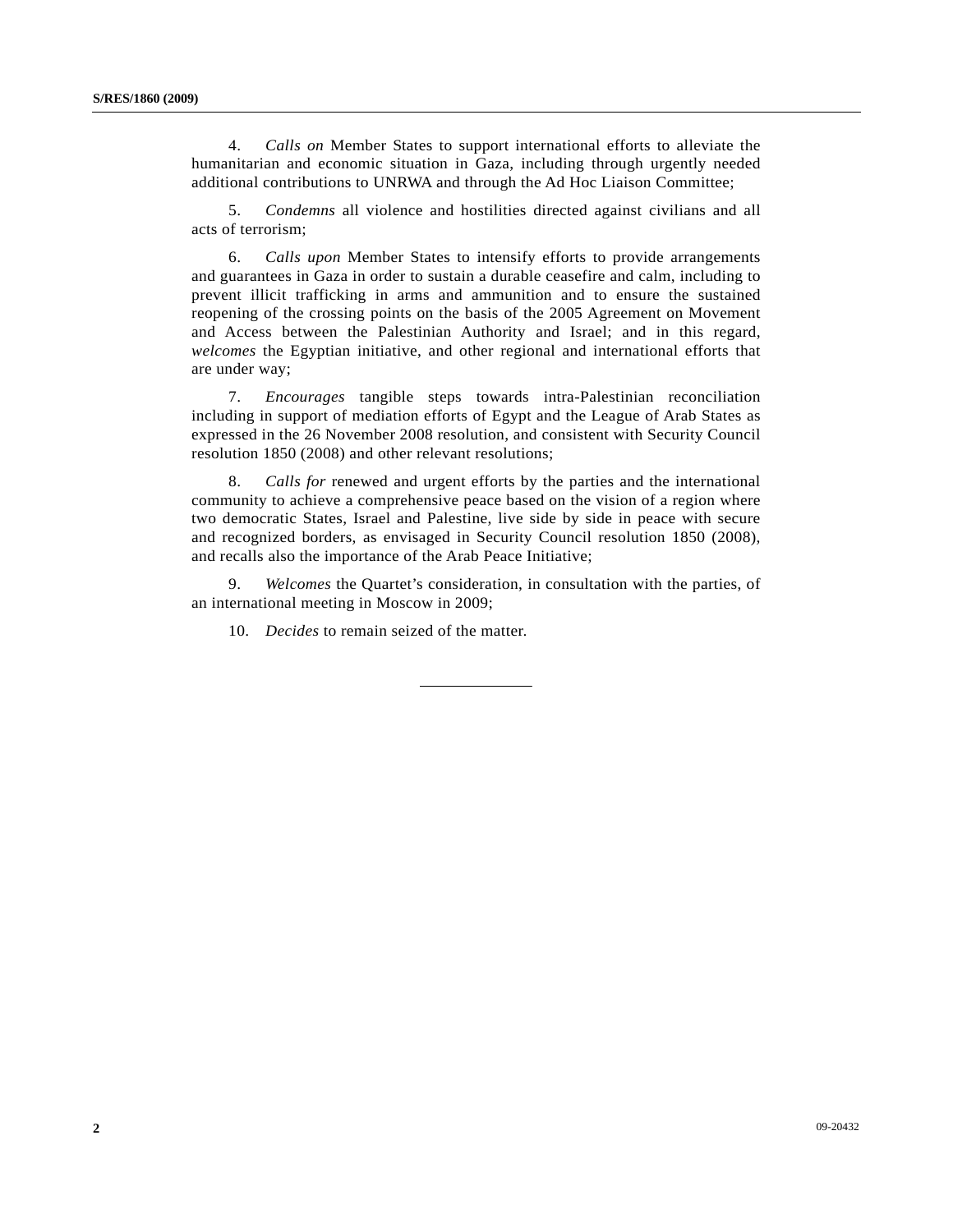4. *Calls on* Member States to support international efforts to alleviate the humanitarian and economic situation in Gaza, including through urgently needed additional contributions to UNRWA and through the Ad Hoc Liaison Committee;

5. *Condemns* all violence and hostilities directed against civilians and all acts of terrorism;

6. *Calls upon* Member States to intensify efforts to provide arrangements and guarantees in Gaza in order to sustain a durable ceasefire and calm, including to prevent illicit trafficking in arms and ammunition and to ensure the sustained reopening of the crossing points on the basis of the 2005 Agreement on Movement and Access between the Palestinian Authority and Israel; and in this regard, *welcomes* the Egyptian initiative, and other regional and international efforts that are under way;

7. *Encourages* tangible steps towards intra-Palestinian reconciliation including in support of mediation efforts of Egypt and the League of Arab States as expressed in the 26 November 2008 resolution, and consistent with Security Council resolution 1850 (2008) and other relevant resolutions;

8. *Calls for* renewed and urgent efforts by the parties and the international community to achieve a comprehensive peace based on the vision of a region where two democratic States, Israel and Palestine, live side by side in peace with secure and recognized borders, as envisaged in Security Council resolution 1850 (2008), and recalls also the importance of the Arab Peace Initiative;

9. *Welcomes* the Quartet's consideration, in consultation with the parties, of an international meeting in Moscow in 2009;

10. *Decides* to remain seized of the matter.